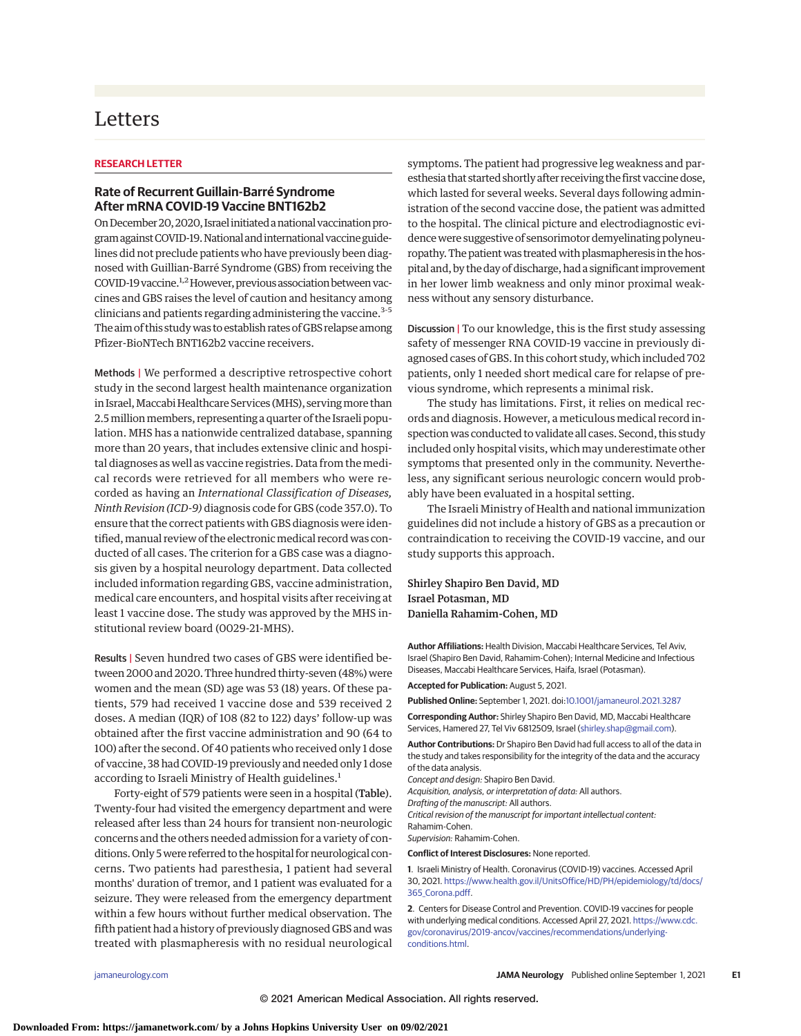# Letters

**RESEARCH LETTER**

## Rate of Recurrent Guillain-Barré Syndrome After mRNA COVID-19 Vaccine BNT162b2

On December 20, 2020, Israel initiated a national vaccination program against COVID-19. National and international vaccine guidelines did not preclude patients who have previously been diagnosed with Guillain-Barré Syndrome (GBS) from receiving the COVID-19 vaccine.[1,2] However, previous association between vaccines and GBS raises the level of caution and hesitancy among clinicians and patients regarding administering the vaccine.[3-5] The aim of this study was to establish rates of GBS relapse among Pfizer-BioNTech BNT162b2 vaccine receivers.

**Methods |** We performed a descriptive retrospective cohort study in the second largest health maintenance organization in Israel, Maccabi Healthcare Services (MHS), serving more than 2.5 million members, representing a quarter of the Israeli population. MHS has a nationwide centralized database, spanning more than 20 years, that includes extensive clinic and hospital diagnoses as well as vaccine registries. Data from the medical records were retrieved for all members who were recorded as having an *International Classification of Diseases, Ninth Revision (ICD-9)* diagnosis code for GBS (code 357.0). To ensure that the correct patients with GBS diagnosis were identified, manual review of the electronic medical record was conducted of all cases. The criterion for a GBS case was a diagnosis given by a hospital neurology department. Data collected included information regarding GBS, vaccine administration, medical care encounters, and hospital visits after receiving at least 1 vaccine dose. The study was approved by the MHS institutional review board (0029-21-MHS).

**Results |** Seven hundred two cases of GBS were identified between 2000 and 2020. Three hundred thirty-seven (48%) were women and the mean (SD) age was 53 (18) years. Of these patients, 579 had received 1 vaccine dose and 539 received 2 doses. A median (IQR) of 108 (82 to 122) days' follow-up was obtained after the first vaccine administration and 90 (64 to 100) after the second. Of 40 patients who received only 1 dose of vaccine, 38 had COVID-19 previously and needed only 1 dose according to Israeli Ministry of Health guidelines.[1]

Forty-eight of 579 patients were seen in a hospital (**Table**). Twenty-four had visited the emergency department and were released after less than 24 hours for transient non-neurologic concerns and the others needed admission for a variety of conditions. Only 5 were referred to the hospital for neurological concerns. Two patients had paresthesia, 1 patient had several months' duration of tremor, and 1 patient was evaluated for a seizure. They were released from the emergency department within a few hours without further medical observation. The fifth patient had a history of previously diagnosed GBS and was treated with plasmapheresis with no residual neurological symptoms. The patient had progressive leg weakness and paresthesia that started shortly after receiving the first vaccine dose, which lasted for several weeks. Several days following administration of the second vaccine dose, the patient was admitted to the hospital. The clinical picture and electrodiagnostic evidence were suggestive of sensorimotor demyelinating polyneuropathy. The patient was treated with plasmapheresis in the hospital and, by the day of discharge, had a significant improvement in her lower limb weakness and only minor proximal weakness without any sensory disturbance.

**Discussion |** To our knowledge, this is the first study assessing safety of messenger RNA COVID-19 vaccine in previously diagnosed cases of GBS. In this cohort study, which included 702 patients, only 1 needed short medical care for relapse of previous syndrome, which represents a minimal risk.

The study has limitations. First, it relies on medical records and diagnosis. However, a meticulous medical record inspection was conducted to validate all cases. Second, this study included only hospital visits, which may underestimate other symptoms that presented only in the community. Nevertheless, any significant serious neurologic concern would probably have been evaluated in a hospital setting.

The Israeli Ministry of Health and national immunization guidelines did not include a history of GBS as a precaution or contraindication to receiving the COVID-19 vaccine, and our study supports this approach.

Shirley Shapiro Ben David, MD
Israel Potasman, MD
Daniella Rahamim-Cohen, MD

**Author Affiliations:** Health Division, Maccabi Healthcare Services, Tel Aviv, Israel (Shapiro Ben David, Rahamim-Cohen); Internal Medicine and Infectious Diseases, Maccabi Healthcare Services, Haifa, Israel (Potasman).

**Accepted for Publication:** August 5, 2021.

**Published Online:** September 1, 2021. doi:10.1001/jamaneurol.2021.3287

**Corresponding Author:** Shirley Shapiro Ben David, MD, Maccabi Healthcare Services, Hamered 27, Tel Viv 6812509, Israel (shirley.shap@gmail.com).

**Author Contributions:** Dr Shapiro Ben David had full access to all of the data in the study and takes responsibility for the integrity of the data and the accuracy of the data analysis.
*Concept and design:* Shapiro Ben David.
*Acquisition, analysis, or interpretation of data:* All authors.
*Drafting of the manuscript:* All authors.
*Critical revision of the manuscript for important intellectual content:* Rahamim-Cohen.
*Supervision:* Rahamim-Cohen.

**Conflict of Interest Disclosures:** None reported.

1. Israeli Ministry of Health. Coronavirus (COVID-19) vaccines. Accessed April 30, 2021. https://www.health.gov.il/UnitsOffice/HD/PH/epidemiology/td/docs/365_Corona.pdff.

2. Centers for Disease Control and Prevention. COVID-19 vaccines for people with underlying medical conditions. Accessed April 27, 2021. https://www.cdc.gov/coronavirus/2019-ancov/vaccines/recommendations/underlying-conditions.html.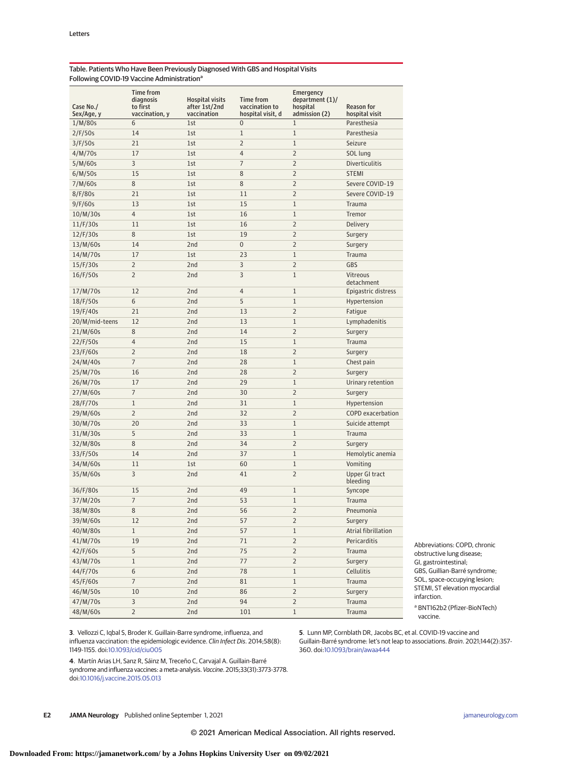Table. Patients Who Have Been Previously Diagnosed With GBS and Hospital Visits Following COVID-19 Vaccine Administration[a]

| Case No./ Sex/Age, y | Time from diagnosis to first vaccination, y | Hospital visits after 1st/2nd vaccination | Time from vaccination to hospital visit, d | Emergency department (1)/ hospital admission (2) | Reason for hospital visit |
|---|---|---|---|---|---|
| 1/M/80s | 6 | 1st | 0 | 1 | Paresthesia |
| 2/F/50s | 14 | 1st | 1 | 1 | Paresthesia |
| 3/F/50s | 21 | 1st | 2 | 1 | Seizure |
| 4/M/70s | 17 | 1st | 4 | 2 | SOL lung |
| 5/M/60s | 3 | 1st | 7 | 2 | Diverticulitis |
| 6/M/50s | 15 | 1st | 8 | 2 | STEMI |
| 7/M/60s | 8 | 1st | 8 | 2 | Severe COVID-19 |
| 8/F/80s | 21 | 1st | 11 | 2 | Severe COVID-19 |
| 9/F/60s | 13 | 1st | 15 | 1 | Trauma |
| 10/M/30s | 4 | 1st | 16 | 1 | Tremor |
| 11/F/30s | 11 | 1st | 16 | 2 | Delivery |
| 12/F/30s | 8 | 1st | 19 | 2 | Surgery |
| 13/M/60s | 14 | 2nd | 0 | 2 | Surgery |
| 14/M/70s | 17 | 1st | 23 | 1 | Trauma |
| 15/F/30s | 2 | 2nd | 3 | 2 | GBS |
| 16/F/50s | 2 | 2nd | 3 | 1 | Vitreous detachment |
| 17/M/70s | 12 | 2nd | 4 | 1 | Epigastric distress |
| 18/F/50s | 6 | 2nd | 5 | 1 | Hypertension |
| 19/F/40s | 21 | 2nd | 13 | 2 | Fatigue |
| 20/M/mid-teens | 12 | 2nd | 13 | 1 | Lymphadenitis |
| 21/M/60s | 8 | 2nd | 14 | 2 | Surgery |
| 22/F/50s | 4 | 2nd | 15 | 1 | Trauma |
| 23/F/60s | 2 | 2nd | 18 | 2 | Surgery |
| 24/M/40s | 7 | 2nd | 28 | 1 | Chest pain |
| 25/M/70s | 16 | 2nd | 28 | 2 | Surgery |
| 26/M/70s | 17 | 2nd | 29 | 1 | Urinary retention |
| 27/M/60s | 7 | 2nd | 30 | 2 | Surgery |
| 28/F/70s | 1 | 2nd | 31 | 1 | Hypertension |
| 29/M/60s | 2 | 2nd | 32 | 2 | COPD exacerbation |
| 30/M/70s | 20 | 2nd | 33 | 1 | Suicide attempt |
| 31/M/30s | 5 | 2nd | 33 | 1 | Trauma |
| 32/M/80s | 8 | 2nd | 34 | 2 | Surgery |
| 33/F/50s | 14 | 2nd | 37 | 1 | Hemolytic anemia |
| 34/M/60s | 11 | 1st | 60 | 1 | Vomiting |
| 35/M/60s | 3 | 2nd | 41 | 2 | Upper GI tract bleeding |
| 36/F/80s | 15 | 2nd | 49 | 1 | Syncope |
| 37/M/20s | 7 | 2nd | 53 | 1 | Trauma |
| 38/M/80s | 8 | 2nd | 56 | 2 | Pneumonia |
| 39/M/60s | 12 | 2nd | 57 | 2 | Surgery |
| 40/M/80s | 1 | 2nd | 57 | 1 | Atrial fibrillation |
| 41/M/70s | 19 | 2nd | 71 | 2 | Pericarditis |
| 42/F/60s | 5 | 2nd | 75 | 2 | Trauma |
| 43/M/70s | 1 | 2nd | 77 | 2 | Surgery |
| 44/F/70s | 6 | 2nd | 78 | 1 | Cellulitis |
| 45/F/60s | 7 | 2nd | 81 | 1 | Trauma |
| 46/M/50s | 10 | 2nd | 86 | 2 | Surgery |
| 47/M/70s | 3 | 2nd | 94 | 2 | Trauma |
| 48/M/60s | 2 | 2nd | 101 | 1 | Trauma |

Abbreviations: COPD, chronic obstructive lung disease; GI, gastrointestinal; GBS, Guillain-Barré syndrome; SOL, space-occupying lesion; STEMI, ST elevation myocardial infarction.

[a] BNT162b2 (Pfizer-BioNTech) vaccine.

3. Vellozzi C, Iqbal S, Broder K. Guillain-Barre syndrome, influenza, and influenza vaccination: the epidemiologic evidence. *Clin Infect Dis*. 2014;58(8):1149-1155. doi:10.1093/cid/ciu005

4. Martín Arias LH, Sanz R, Sáinz M, Treceño C, Carvajal A. Guillain-Barré syndrome and influenza vaccines: a meta-analysis. *Vaccine*. 2015;33(31):3773-3778. doi:10.1016/j.vaccine.2015.05.013

5. Lunn MP, Cornblath DR, Jacobs BC, et al. COVID-19 vaccine and Guillain-Barré syndrome: let's not leap to associations. *Brain*. 2021;144(2):357-360. doi:10.1093/brain/awaa444